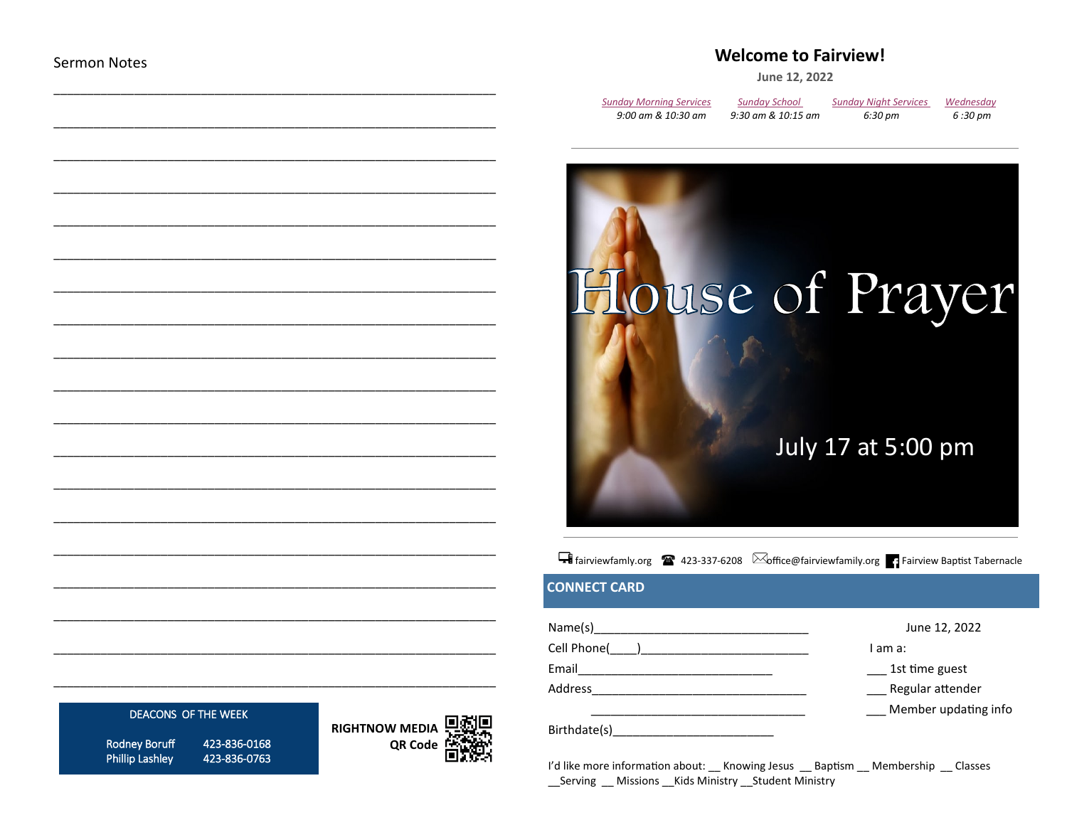## Sermon Notes

\_\_\_\_\_\_\_\_\_\_\_\_\_\_\_\_\_\_\_\_\_\_\_\_\_\_\_\_\_\_\_\_\_\_\_\_\_\_\_\_\_\_\_\_\_\_\_\_\_\_\_\_

\_\_\_\_\_\_\_\_\_\_\_\_\_\_\_\_\_\_\_\_\_\_\_\_\_\_\_\_\_\_\_\_\_\_\_\_\_\_\_\_\_\_\_\_\_\_\_\_\_\_\_\_

\_\_\_\_\_\_\_\_\_\_\_\_\_\_\_\_\_\_\_\_\_\_\_\_\_\_\_\_\_\_\_\_\_\_\_\_\_\_\_\_\_\_\_\_\_\_\_\_\_\_\_\_

\_\_\_\_\_\_\_\_\_\_\_\_\_\_\_\_\_\_\_\_\_\_\_\_\_\_\_\_\_\_\_\_\_\_\_\_\_\_\_\_\_\_\_\_\_\_\_\_\_\_\_\_

**DEACONS OF THE WEEK**

| | |
|---|---|
| Rodney Boruff | 423-836-0168 |
| Phillip Lashley | 423-836-0763 |

**RIGHTNOW MEDIA QR Code**

# Welcome to Fairview!

**June 12, 2022**

| *Sunday Morning Services* | *Sunday School* | *Sunday Night Services* | *Wednesday* |
|---|---|---|---|
| *9:00 am & 10:30 am* | *9:30 am & 10:15 am* | *6:30 pm* | *6 :30 pm* |

# House of Prayer

July 17 at 5:00 pm

fairviewfamly.org 423-337-6208 office@fairviewfamily.org Fairview Baptist Tabernacle

## CONNECT CARD

Name(s)\_\_\_\_\_\_\_\_\_\_\_\_\_\_\_\_\_\_\_\_\_\_\_\_\_\_\_\_\_\_\_\_

Cell Phone(\_\_\_\_)\_\_\_\_\_\_\_\_\_\_\_\_\_\_\_\_\_\_\_\_\_\_\_\_\_\_

Email\_\_\_\_\_\_\_\_\_\_\_\_\_\_\_\_\_\_\_\_\_\_\_\_\_\_\_\_\_\_

Address\_\_\_\_\_\_\_\_\_\_\_\_\_\_\_\_\_\_\_\_\_\_\_\_\_\_\_\_\_\_\_\_

\_\_\_\_\_\_\_\_\_\_\_\_\_\_\_\_\_\_\_\_\_\_\_\_\_\_\_\_\_\_\_\_

Birthdate(s)\_\_\_\_\_\_\_\_\_\_\_\_\_\_\_\_\_\_\_\_\_\_\_\_\_\_

June 12, 2022

I am a:

\_\_\_ 1st time guest

\_\_\_ Regular attender

\_\_\_ Member updating info

I'd like more information about: \_\_ Knowing Jesus \_\_ Baptism \_\_ Membership \_\_ Classes \_\_Serving \_\_ Missions \_\_Kids Ministry \_\_Student Ministry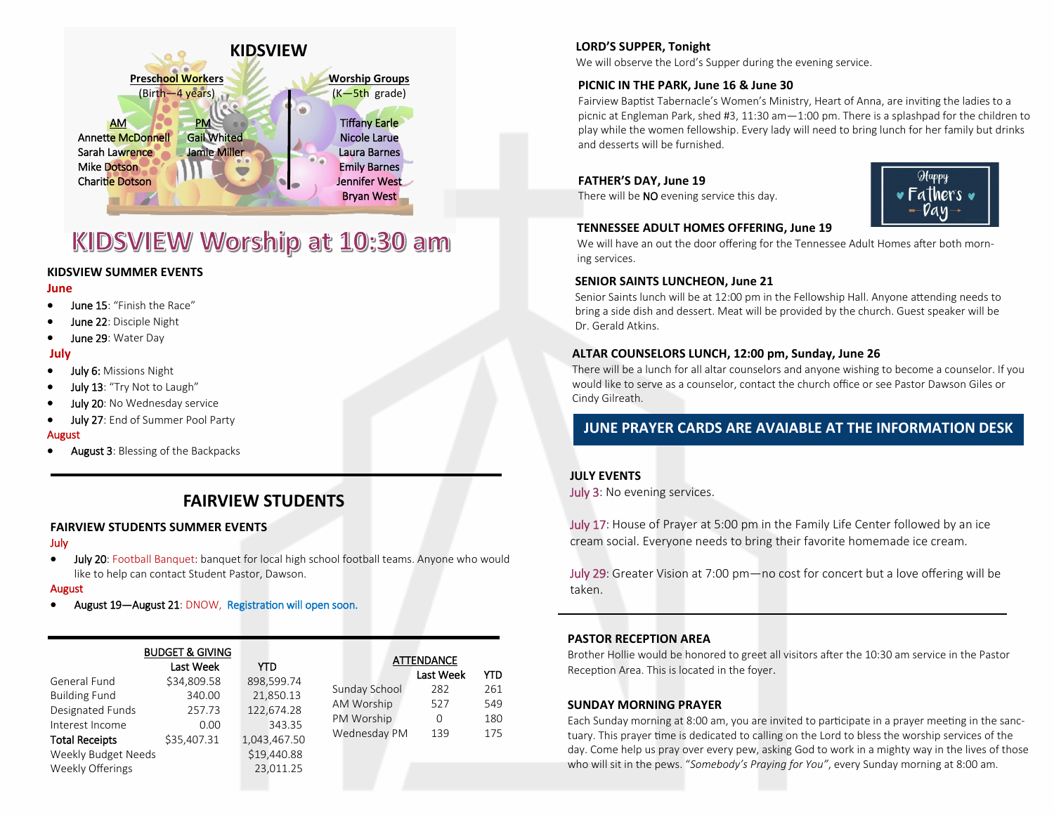## KIDSVIEW

**Preschool Workers**
(Birth—4 years)

| AM | PM |
| --- | --- |
| Annette McDonnell | Gail Whited |
| Sarah Lawrence | Jamie Miller |
| Mike Dotson | |
| Charitie Dotson | |

**Worship Groups**
(K—5th grade)

Tiffany Earle
Nicole Larue
Laura Barnes
Emily Barnes
Jennifer West
Bryan West

# KIDSVIEW Worship at 10:30 am

### KIDSVIEW SUMMER EVENTS

**June**

- June 15: "Finish the Race"
- June 22: Disciple Night
- June 29: Water Day

**July**

- July 6: Missions Night
- July 13: "Try Not to Laugh"
- July 20: No Wednesday service
- July 27: End of Summer Pool Party

**August**

- August 3: Blessing of the Backpacks

## FAIRVIEW STUDENTS

### FAIRVIEW STUDENTS SUMMER EVENTS

**July**

- July 20: Football Banquet: banquet for local high school football teams. Anyone who would like to help can contact Student Pastor, Dawson.

**August**

- August 19—August 21: DNOW, Registration will open soon.

**BUDGET & GIVING**

| | Last Week | YTD |
| --- | --- | --- |
| General Fund | $34,809.58 | 898,599.74 |
| Building Fund | 340.00 | 21,850.13 |
| Designated Funds | 257.73 | 122,674.28 |
| Interest Income | 0.00 | 343.35 |
| **Total Receipts** | $35,407.31 | 1,043,467.50 |
| Weekly Budget Needs | | $19,440.88 |
| Weekly Offerings | | 23,011.25 |

**ATTENDANCE**

| | Last Week | YTD |
| --- | --- | --- |
| Sunday School | 282 | 261 |
| AM Worship | 527 | 549 |
| PM Worship | 0 | 180 |
| Wednesday PM | 139 | 175 |

### LORD'S SUPPER, Tonight

We will observe the Lord's Supper during the evening service.

### PICNIC IN THE PARK, June 16 & June 30

Fairview Baptist Tabernacle's Women's Ministry, Heart of Anna, are inviting the ladies to a picnic at Engleman Park, shed #3, 11:30 am—1:00 pm. There is a splashpad for the children to play while the women fellowship. Every lady will need to bring lunch for her family but drinks and desserts will be furnished.

### FATHER'S DAY, June 19

There will be NO evening service this day.

Happy Fathers Day

### TENNESSEE ADULT HOMES OFFERING, June 19

We will have an out the door offering for the Tennessee Adult Homes after both morning services.

### SENIOR SAINTS LUNCHEON, June 21

Senior Saints lunch will be at 12:00 pm in the Fellowship Hall. Anyone attending needs to bring a side dish and dessert. Meat will be provided by the church. Guest speaker will be Dr. Gerald Atkins.

### ALTAR COUNSELORS LUNCH, 12:00 pm, Sunday, June 26

There will be a lunch for all altar counselors and anyone wishing to become a counselor. If you would like to serve as a counselor, contact the church office or see Pastor Dawson Giles or Cindy Gilreath.

**JUNE PRAYER CARDS ARE AVAIABLE AT THE INFORMATION DESK**

### JULY EVENTS

July 3: No evening services.

July 17: House of Prayer at 5:00 pm in the Family Life Center followed by an ice cream social. Everyone needs to bring their favorite homemade ice cream.

July 29: Greater Vision at 7:00 pm—no cost for concert but a love offering will be taken.

### PASTOR RECEPTION AREA

Brother Hollie would be honored to greet all visitors after the 10:30 am service in the Pastor Reception Area. This is located in the foyer.

### SUNDAY MORNING PRAYER

Each Sunday morning at 8:00 am, you are invited to participate in a prayer meeting in the sanctuary. This prayer time is dedicated to calling on the Lord to bless the worship services of the day. Come help us pray over every pew, asking God to work in a mighty way in the lives of those who will sit in the pews. *"Somebody's Praying for You"*, every Sunday morning at 8:00 am.